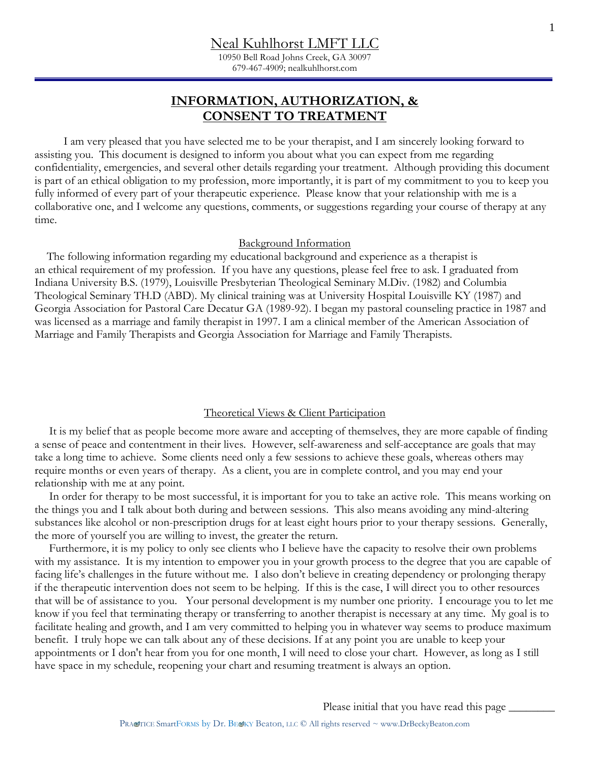# Neal Kuhlhorst LMFT LLC

10950 Bell Road Johns Creek, GA 30097
679-467-4909; nealkuhlhorst.com

## INFORMATION, AUTHORIZATION, & CONSENT TO TREATMENT

I am very pleased that you have selected me to be your therapist, and I am sincerely looking forward to assisting you. This document is designed to inform you about what you can expect from me regarding confidentiality, emergencies, and several other details regarding your treatment. Although providing this document is part of an ethical obligation to my profession, more importantly, it is part of my commitment to you to keep you fully informed of every part of your therapeutic experience. Please know that your relationship with me is a collaborative one, and I welcome any questions, comments, or suggestions regarding your course of therapy at any time.

### Background Information

The following information regarding my educational background and experience as a therapist is an ethical requirement of my profession. If you have any questions, please feel free to ask. I graduated from Indiana University B.S. (1979), Louisville Presbyterian Theological Seminary M.Div. (1982) and Columbia Theological Seminary TH.D (ABD). My clinical training was at University Hospital Louisville KY (1987) and Georgia Association for Pastoral Care Decatur GA (1989-92). I began my pastoral counseling practice in 1987 and was licensed as a marriage and family therapist in 1997. I am a clinical member of the American Association of Marriage and Family Therapists and Georgia Association for Marriage and Family Therapists.

### Theoretical Views & Client Participation

It is my belief that as people become more aware and accepting of themselves, they are more capable of finding a sense of peace and contentment in their lives. However, self-awareness and self-acceptance are goals that may take a long time to achieve. Some clients need only a few sessions to achieve these goals, whereas others may require months or even years of therapy. As a client, you are in complete control, and you may end your relationship with me at any point.

In order for therapy to be most successful, it is important for you to take an active role. This means working on the things you and I talk about both during and between sessions. This also means avoiding any mind-altering substances like alcohol or non-prescription drugs for at least eight hours prior to your therapy sessions. Generally, the more of yourself you are willing to invest, the greater the return.

Furthermore, it is my policy to only see clients who I believe have the capacity to resolve their own problems with my assistance. It is my intention to empower you in your growth process to the degree that you are capable of facing life's challenges in the future without me. I also don't believe in creating dependency or prolonging therapy if the therapeutic intervention does not seem to be helping. If this is the case, I will direct you to other resources that will be of assistance to you. Your personal development is my number one priority. I encourage you to let me know if you feel that terminating therapy or transferring to another therapist is necessary at any time. My goal is to facilitate healing and growth, and I am very committed to helping you in whatever way seems to produce maximum benefit. I truly hope we can talk about any of these decisions. If at any point you are unable to keep your appointments or I don't hear from you for one month, I will need to close your chart. However, as long as I still have space in my schedule, reopening your chart and resuming treatment is always an option.

Please initial that you have read this page ________

PRACTICE SmartFORMS by Dr. BECKY Beaton, LLC © All rights reserved ~ www.DrBeckyBeaton.com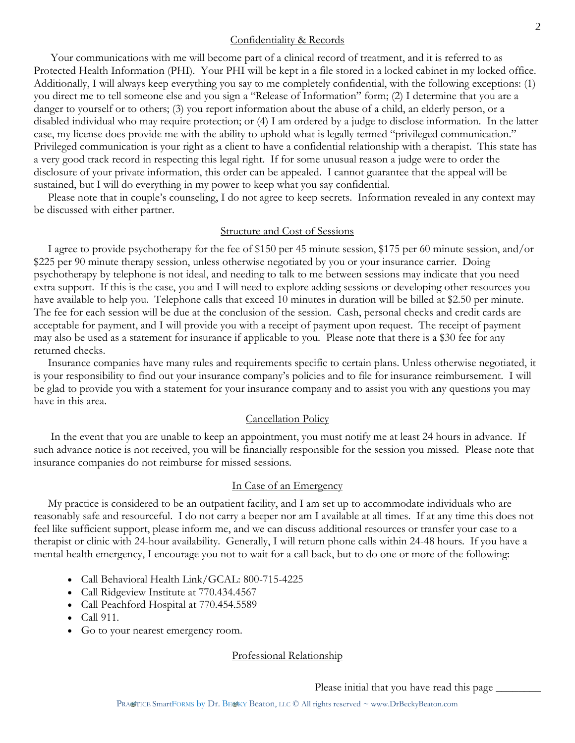## Confidentiality & Records

Your communications with me will become part of a clinical record of treatment, and it is referred to as Protected Health Information (PHI). Your PHI will be kept in a file stored in a locked cabinet in my locked office. Additionally, I will always keep everything you say to me completely confidential, with the following exceptions: (1) you direct me to tell someone else and you sign a "Release of Information" form; (2) I determine that you are a danger to yourself or to others; (3) you report information about the abuse of a child, an elderly person, or a disabled individual who may require protection; or (4) I am ordered by a judge to disclose information. In the latter case, my license does provide me with the ability to uphold what is legally termed "privileged communication." Privileged communication is your right as a client to have a confidential relationship with a therapist. This state has a very good track record in respecting this legal right. If for some unusual reason a judge were to order the disclosure of your private information, this order can be appealed. I cannot guarantee that the appeal will be sustained, but I will do everything in my power to keep what you say confidential.

Please note that in couple's counseling, I do not agree to keep secrets. Information revealed in any context may be discussed with either partner.

## Structure and Cost of Sessions

I agree to provide psychotherapy for the fee of $150 per 45 minute session, $175 per 60 minute session, and/or $225 per 90 minute therapy session, unless otherwise negotiated by you or your insurance carrier. Doing psychotherapy by telephone is not ideal, and needing to talk to me between sessions may indicate that you need extra support. If this is the case, you and I will need to explore adding sessions or developing other resources you have available to help you. Telephone calls that exceed 10 minutes in duration will be billed at $2.50 per minute. The fee for each session will be due at the conclusion of the session. Cash, personal checks and credit cards are acceptable for payment, and I will provide you with a receipt of payment upon request. The receipt of payment may also be used as a statement for insurance if applicable to you. Please note that there is a $30 fee for any returned checks.

Insurance companies have many rules and requirements specific to certain plans. Unless otherwise negotiated, it is your responsibility to find out your insurance company's policies and to file for insurance reimbursement. I will be glad to provide you with a statement for your insurance company and to assist you with any questions you may have in this area.

## Cancellation Policy

In the event that you are unable to keep an appointment, you must notify me at least 24 hours in advance. If such advance notice is not received, you will be financially responsible for the session you missed. Please note that insurance companies do not reimburse for missed sessions.

## In Case of an Emergency

My practice is considered to be an outpatient facility, and I am set up to accommodate individuals who are reasonably safe and resourceful. I do not carry a beeper nor am I available at all times. If at any time this does not feel like sufficient support, please inform me, and we can discuss additional resources or transfer your case to a therapist or clinic with 24-hour availability. Generally, I will return phone calls within 24-48 hours. If you have a mental health emergency, I encourage you not to wait for a call back, but to do one or more of the following:

- Call Behavioral Health Link/GCAL: 800-715-4225
- Call Ridgeview Institute at 770.434.4567
- Call Peachford Hospital at 770.454.5589
- Call 911.
- Go to your nearest emergency room.

## Professional Relationship

Please initial that you have read this page ________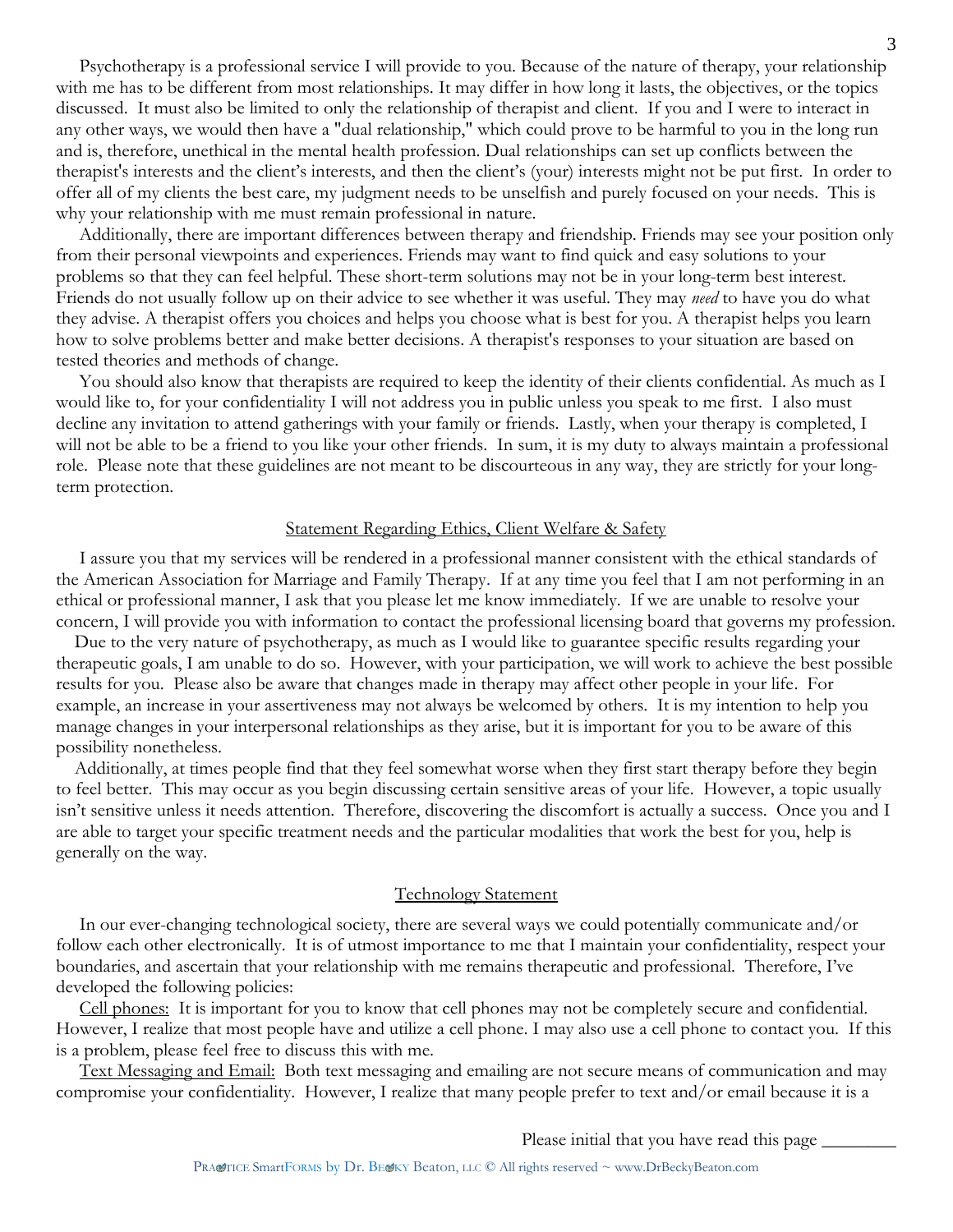Psychotherapy is a professional service I will provide to you. Because of the nature of therapy, your relationship with me has to be different from most relationships. It may differ in how long it lasts, the objectives, or the topics discussed. It must also be limited to only the relationship of therapist and client. If you and I were to interact in any other ways, we would then have a "dual relationship," which could prove to be harmful to you in the long run and is, therefore, unethical in the mental health profession. Dual relationships can set up conflicts between the therapist's interests and the client's interests, and then the client's (your) interests might not be put first. In order to offer all of my clients the best care, my judgment needs to be unselfish and purely focused on your needs. This is why your relationship with me must remain professional in nature.

Additionally, there are important differences between therapy and friendship. Friends may see your position only from their personal viewpoints and experiences. Friends may want to find quick and easy solutions to your problems so that they can feel helpful. These short-term solutions may not be in your long-term best interest. Friends do not usually follow up on their advice to see whether it was useful. They may *need* to have you do what they advise. A therapist offers you choices and helps you choose what is best for you. A therapist helps you learn how to solve problems better and make better decisions. A therapist's responses to your situation are based on tested theories and methods of change.

You should also know that therapists are required to keep the identity of their clients confidential. As much as I would like to, for your confidentiality I will not address you in public unless you speak to me first. I also must decline any invitation to attend gatherings with your family or friends. Lastly, when your therapy is completed, I will not be able to be a friend to you like your other friends. In sum, it is my duty to always maintain a professional role. Please note that these guidelines are not meant to be discourteous in any way, they are strictly for your long-term protection.

## Statement Regarding Ethics, Client Welfare & Safety

I assure you that my services will be rendered in a professional manner consistent with the ethical standards of the American Association for Marriage and Family Therapy. If at any time you feel that I am not performing in an ethical or professional manner, I ask that you please let me know immediately. If we are unable to resolve your concern, I will provide you with information to contact the professional licensing board that governs my profession.

Due to the very nature of psychotherapy, as much as I would like to guarantee specific results regarding your therapeutic goals, I am unable to do so. However, with your participation, we will work to achieve the best possible results for you. Please also be aware that changes made in therapy may affect other people in your life. For example, an increase in your assertiveness may not always be welcomed by others. It is my intention to help you manage changes in your interpersonal relationships as they arise, but it is important for you to be aware of this possibility nonetheless.

Additionally, at times people find that they feel somewhat worse when they first start therapy before they begin to feel better. This may occur as you begin discussing certain sensitive areas of your life. However, a topic usually isn't sensitive unless it needs attention. Therefore, discovering the discomfort is actually a success. Once you and I are able to target your specific treatment needs and the particular modalities that work the best for you, help is generally on the way.

## Technology Statement

In our ever-changing technological society, there are several ways we could potentially communicate and/or follow each other electronically. It is of utmost importance to me that I maintain your confidentiality, respect your boundaries, and ascertain that your relationship with me remains therapeutic and professional. Therefore, I've developed the following policies:

Cell phones: It is important for you to know that cell phones may not be completely secure and confidential. However, I realize that most people have and utilize a cell phone. I may also use a cell phone to contact you. If this is a problem, please feel free to discuss this with me.

Text Messaging and Email: Both text messaging and emailing are not secure means of communication and may compromise your confidentiality. However, I realize that many people prefer to text and/or email because it is a

Please initial that you have read this page ________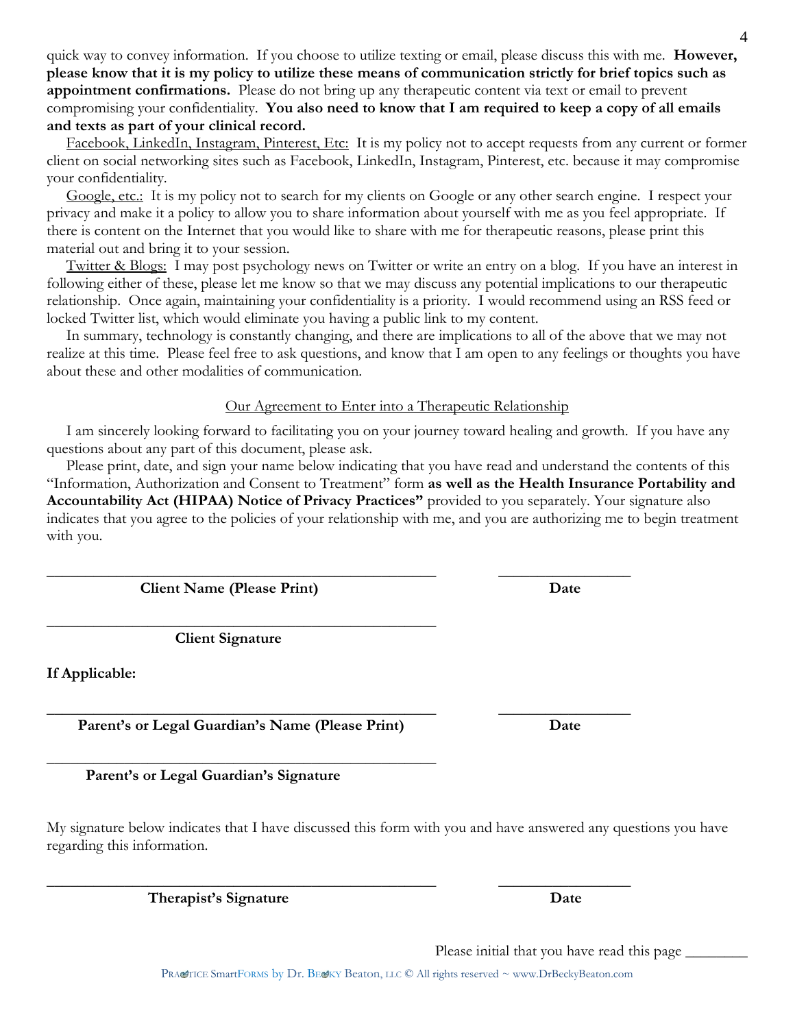quick way to convey information. If you choose to utilize texting or email, please discuss this with me. **However, please know that it is my policy to utilize these means of communication strictly for brief topics such as appointment confirmations.** Please do not bring up any therapeutic content via text or email to prevent compromising your confidentiality. **You also need to know that I am required to keep a copy of all emails and texts as part of your clinical record.**

Facebook, LinkedIn, Instagram, Pinterest, Etc: It is my policy not to accept requests from any current or former client on social networking sites such as Facebook, LinkedIn, Instagram, Pinterest, etc. because it may compromise your confidentiality.

Google, etc.: It is my policy not to search for my clients on Google or any other search engine. I respect your privacy and make it a policy to allow you to share information about yourself with me as you feel appropriate. If there is content on the Internet that you would like to share with me for therapeutic reasons, please print this material out and bring it to your session.

Twitter & Blogs: I may post psychology news on Twitter or write an entry on a blog. If you have an interest in following either of these, please let me know so that we may discuss any potential implications to our therapeutic relationship. Once again, maintaining your confidentiality is a priority. I would recommend using an RSS feed or locked Twitter list, which would eliminate you having a public link to my content.

In summary, technology is constantly changing, and there are implications to all of the above that we may not realize at this time. Please feel free to ask questions, and know that I am open to any feelings or thoughts you have about these and other modalities of communication.

## Our Agreement to Enter into a Therapeutic Relationship

I am sincerely looking forward to facilitating you on your journey toward healing and growth. If you have any questions about any part of this document, please ask.

Please print, date, and sign your name below indicating that you have read and understand the contents of this "Information, Authorization and Consent to Treatment" form **as well as the Health Insurance Portability and Accountability Act (HIPAA) Notice of Privacy Practices"** provided to you separately. Your signature also indicates that you agree to the policies of your relationship with me, and you are authorizing me to begin treatment with you.

\_\_\_\_\_\_\_\_\_\_\_\_\_\_\_\_\_\_\_\_\_\_\_\_\_\_\_\_\_\_\_\_\_\_\_\_\_\_\_\_\_\_\_\_ \_\_\_\_\_\_\_\_\_\_\_\_\_\_\_\_
**Client Name (Please Print)** **Date**

\_\_\_\_\_\_\_\_\_\_\_\_\_\_\_\_\_\_\_\_\_\_\_\_\_\_\_\_\_\_\_\_\_\_\_\_\_\_\_\_\_\_\_\_
**Client Signature**

**If Applicable:**

\_\_\_\_\_\_\_\_\_\_\_\_\_\_\_\_\_\_\_\_\_\_\_\_\_\_\_\_\_\_\_\_\_\_\_\_\_\_\_\_\_\_\_\_ \_\_\_\_\_\_\_\_\_\_\_\_\_\_\_\_
**Parent's or Legal Guardian's Name (Please Print)** **Date**

\_\_\_\_\_\_\_\_\_\_\_\_\_\_\_\_\_\_\_\_\_\_\_\_\_\_\_\_\_\_\_\_\_\_\_\_\_\_\_\_\_\_\_\_
**Parent's or Legal Guardian's Signature**

My signature below indicates that I have discussed this form with you and have answered any questions you have regarding this information.

\_\_\_\_\_\_\_\_\_\_\_\_\_\_\_\_\_\_\_\_\_\_\_\_\_\_\_\_\_\_\_\_\_\_\_\_\_\_\_\_\_\_\_\_ \_\_\_\_\_\_\_\_\_\_\_\_\_\_\_\_
**Therapist's Signature** **Date**

Please initial that you have read this page \_\_\_\_\_\_\_\_